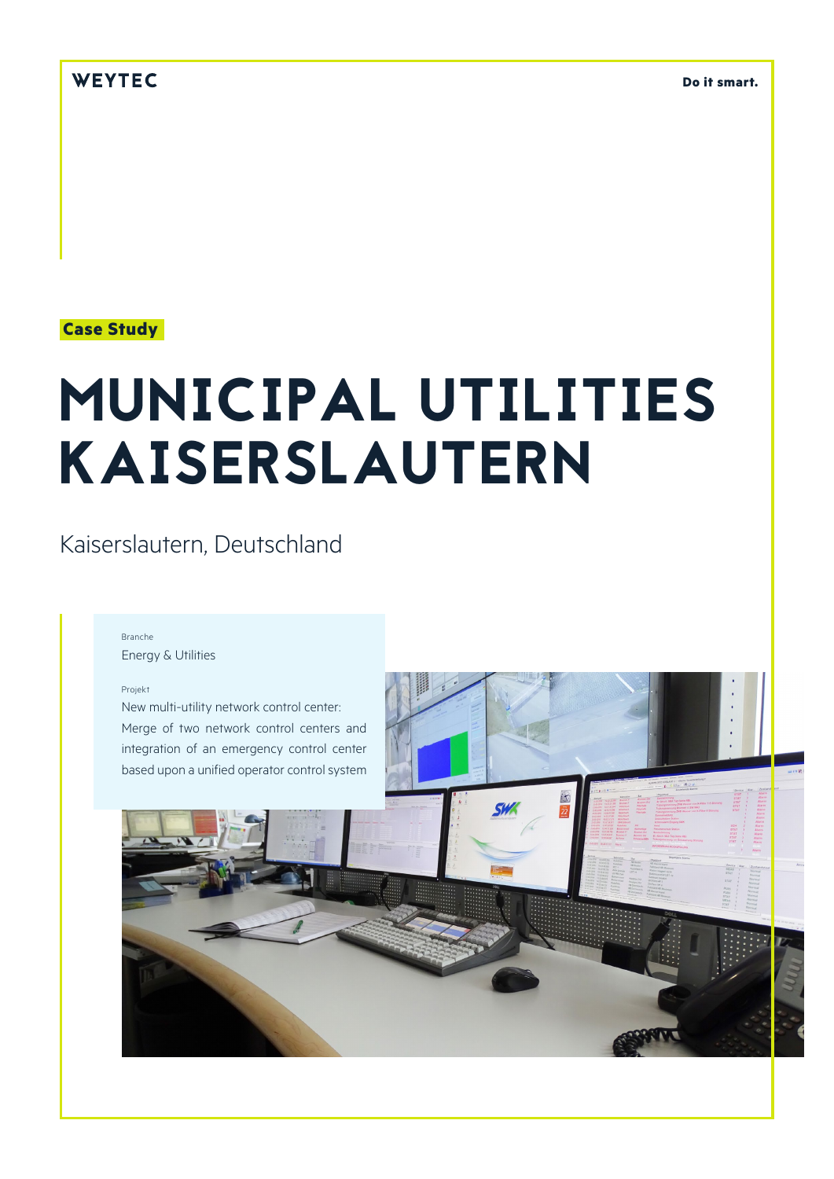WEYTEC

**Do it smart.**

**Case Study**

# MUNICIPAL UTILITIES KAISERSLAUTERN

Kaiserslautern, Deutschland

Branche

Energy & Utilities

Projekt

New multi-utility network control center: Merge of two network control centers and integration of an emergency control center based upon a unified operator control system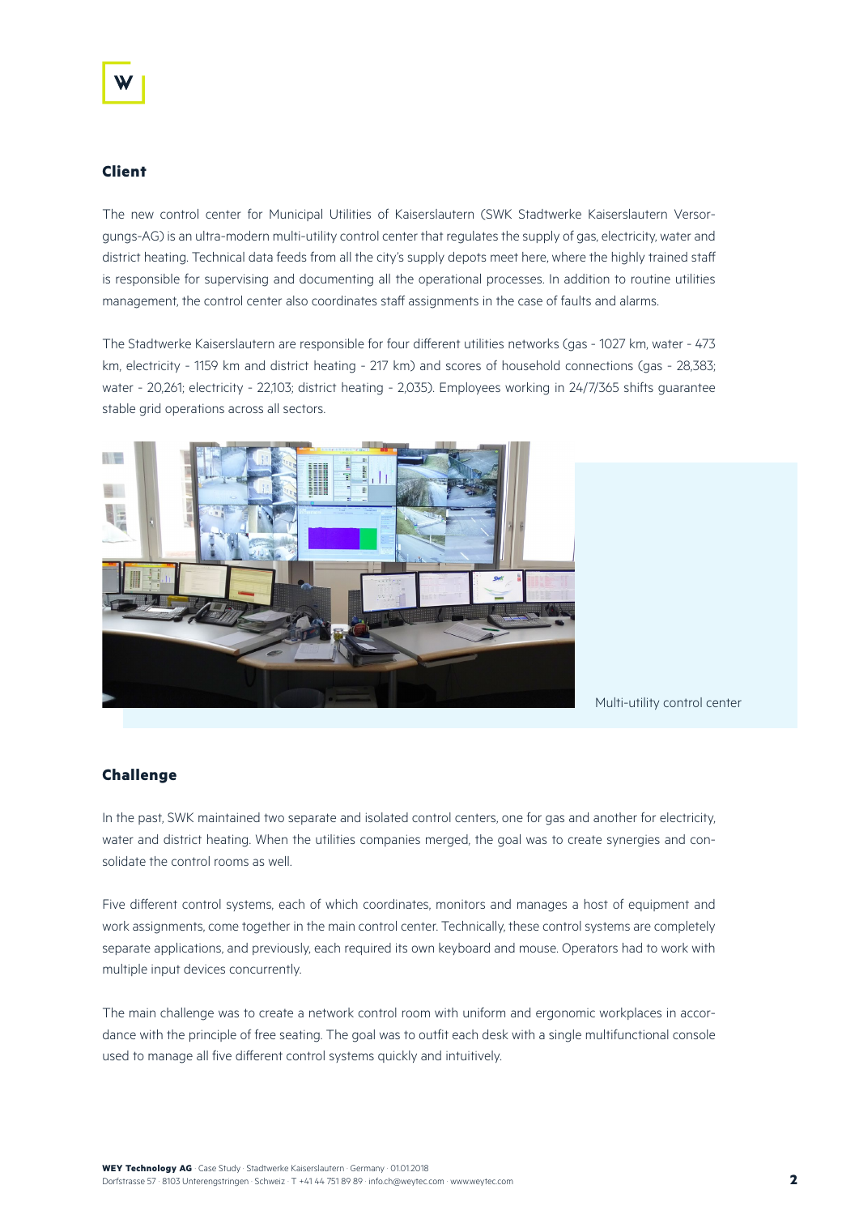## Client

The new control center for Municipal Utilities of Kaiserslautern (SWK Stadtwerke Kaiserslautern Versorgungs-AG) is an ultra-modern multi-utility control center that regulates the supply of gas, electricity, water and district heating. Technical data feeds from all the city's supply depots meet here, where the highly trained staff is responsible for supervising and documenting all the operational processes. In addition to routine utilities management, the control center also coordinates staff assignments in the case of faults and alarms.

The Stadtwerke Kaiserslautern are responsible for four different utilities networks (gas - 1027 km, water - 473 km, electricity - 1159 km and district heating - 217 km) and scores of household connections (gas - 28,383; water - 20,261; electricity - 22,103; district heating - 2,035). Employees working in 24/7/365 shifts guarantee stable grid operations across all sectors.

Multi-utility control center

## Challenge

In the past, SWK maintained two separate and isolated control centers, one for gas and another for electricity, water and district heating. When the utilities companies merged, the goal was to create synergies and consolidate the control rooms as well.

Five different control systems, each of which coordinates, monitors and manages a host of equipment and work assignments, come together in the main control center. Technically, these control systems are completely separate applications, and previously, each required its own keyboard and mouse. Operators had to work with multiple input devices concurrently.

The main challenge was to create a network control room with uniform and ergonomic workplaces in accordance with the principle of free seating. The goal was to outfit each desk with a single multifunctional console used to manage all five different control systems quickly and intuitively.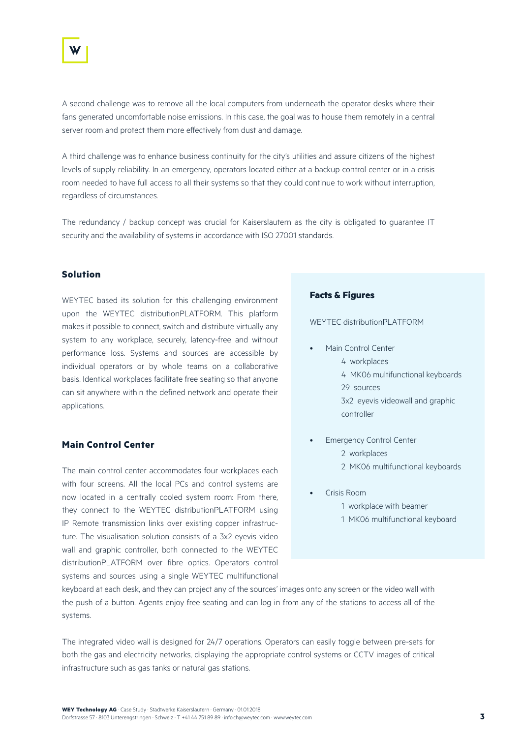A second challenge was to remove all the local computers from underneath the operator desks where their fans generated uncomfortable noise emissions. In this case, the goal was to house them remotely in a central server room and protect them more effectively from dust and damage.

A third challenge was to enhance business continuity for the city's utilities and assure citizens of the highest levels of supply reliability. In an emergency, operators located either at a backup control center or in a crisis room needed to have full access to all their systems so that they could continue to work without interruption, regardless of circumstances.

The redundancy / backup concept was crucial for Kaiserslautern as the city is obligated to guarantee IT security and the availability of systems in accordance with ISO 27001 standards.

## Solution

WEYTEC based its solution for this challenging environment upon the WEYTEC distributionPLATFORM. This platform makes it possible to connect, switch and distribute virtually any system to any workplace, securely, latency-free and without performance loss. Systems and sources are accessible by individual operators or by whole teams on a collaborative basis. Identical workplaces facilitate free seating so that anyone can sit anywhere within the defined network and operate their applications.

## Main Control Center

The main control center accommodates four workplaces each with four screens. All the local PCs and control systems are now located in a centrally cooled system room: From there, they connect to the WEYTEC distributionPLATFORM using IP Remote transmission links over existing copper infrastructure. The visualisation solution consists of a 3x2 eyevis video wall and graphic controller, both connected to the WEYTEC distributionPLATFORM over fibre optics. Operators control systems and sources using a single WEYTEC multifunctional keyboard at each desk, and they can project any of the sources' images onto any screen or the video wall with the push of a button. Agents enjoy free seating and can log in from any of the stations to access all of the systems.

The integrated video wall is designed for 24/7 operations. Operators can easily toggle between pre-sets for both the gas and electricity networks, displaying the appropriate control systems or CCTV images of critical infrastructure such as gas tanks or natural gas stations.

### Facts & Figures

WEYTEC distributionPLATFORM

- Main Control Center
  - 4 workplaces
  - 4 MK06 multifunctional keyboards
  - 29 sources
  - 3x2 eyevis videowall and graphic controller
- Emergency Control Center
  - 2 workplaces
  - 2 MK06 multifunctional keyboards
- Crisis Room
  - 1 workplace with beamer
  - 1 MK06 multifunctional keyboard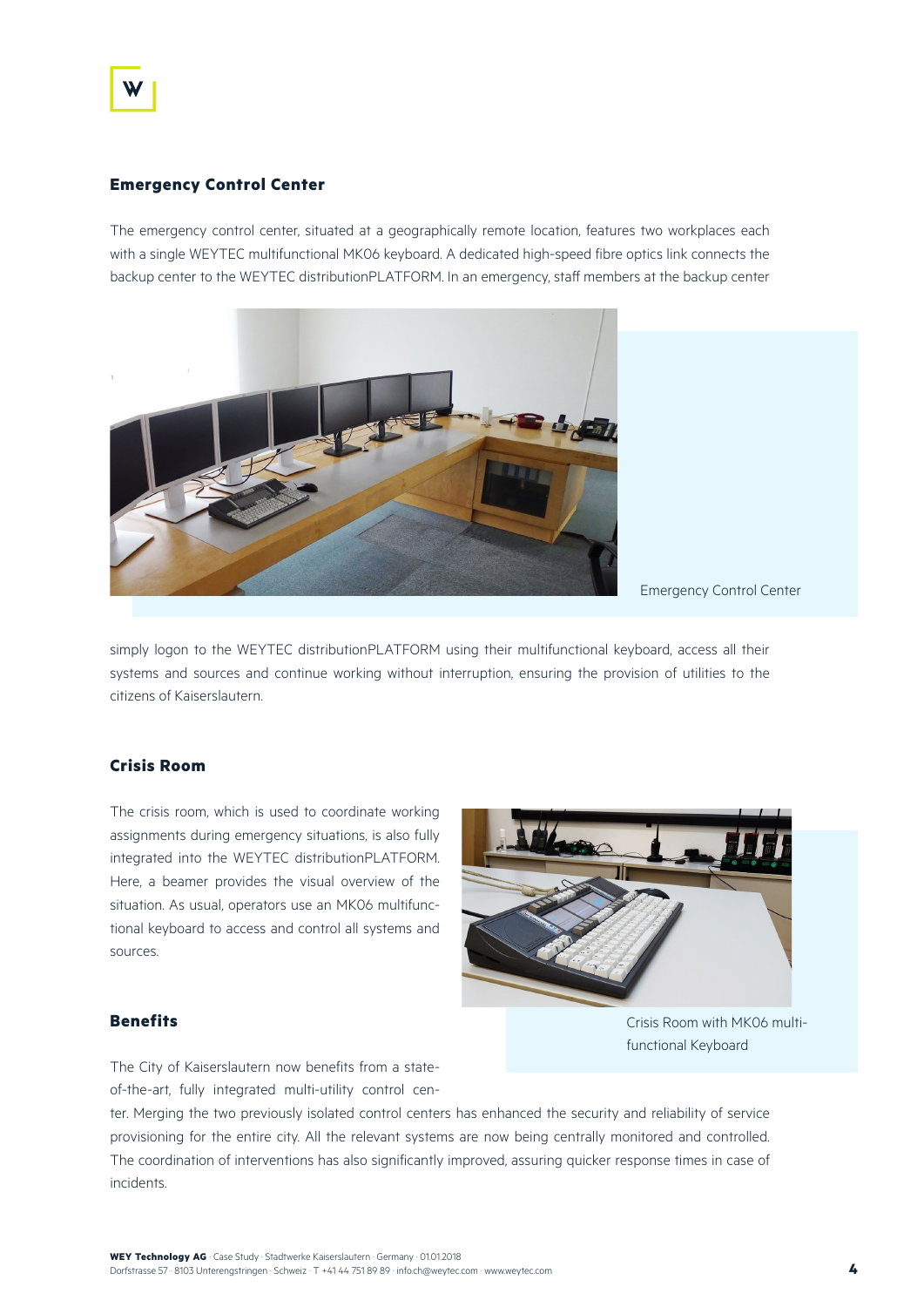## Emergency Control Center

The emergency control center, situated at a geographically remote location, features two workplaces each with a single WEYTEC multifunctional MK06 keyboard. A dedicated high-speed fibre optics link connects the backup center to the WEYTEC distributionPLATFORM. In an emergency, staff members at the backup center simply logon to the WEYTEC distributionPLATFORM using their multifunctional keyboard, access all their systems and sources and continue working without interruption, ensuring the provision of utilities to the citizens of Kaiserslautern.

Emergency Control Center

## Crisis Room

The crisis room, which is used to coordinate working assignments during emergency situations, is also fully integrated into the WEYTEC distributionPLATFORM. Here, a beamer provides the visual overview of the situation. As usual, operators use an MK06 multifunctional keyboard to access and control all systems and sources.

Crisis Room with MK06 multi-functional Keyboard

## Benefits

The City of Kaiserslautern now benefits from a state-of-the-art, fully integrated multi-utility control center. Merging the two previously isolated control centers has enhanced the security and reliability of service provisioning for the entire city. All the relevant systems are now being centrally monitored and controlled. The coordination of interventions has also significantly improved, assuring quicker response times in case of incidents.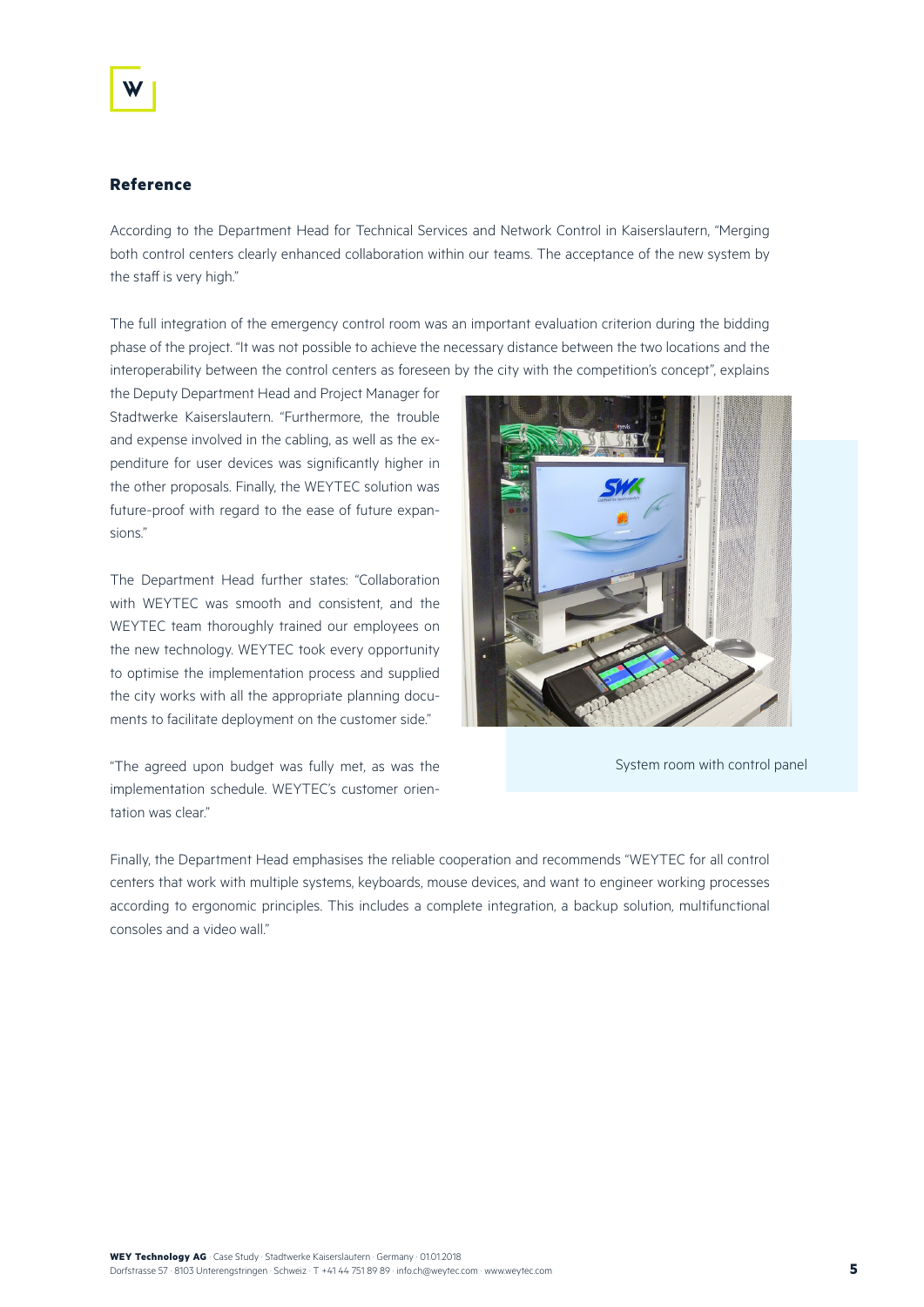## Reference

According to the Department Head for Technical Services and Network Control in Kaiserslautern, "Merging both control centers clearly enhanced collaboration within our teams. The acceptance of the new system by the staff is very high."

The full integration of the emergency control room was an important evaluation criterion during the bidding phase of the project. "It was not possible to achieve the necessary distance between the two locations and the interoperability between the control centers as foreseen by the city with the competition's concept", explains the Deputy Department Head and Project Manager for Stadtwerke Kaiserslautern. "Furthermore, the trouble and expense involved in the cabling, as well as the expenditure for user devices was significantly higher in the other proposals. Finally, the WEYTEC solution was future-proof with regard to the ease of future expansions."

The Department Head further states: "Collaboration with WEYTEC was smooth and consistent, and the WEYTEC team thoroughly trained our employees on the new technology. WEYTEC took every opportunity to optimise the implementation process and supplied the city works with all the appropriate planning documents to facilitate deployment on the customer side."

"The agreed upon budget was fully met, as was the implementation schedule. WEYTEC's customer orientation was clear."

System room with control panel

Finally, the Department Head emphasises the reliable cooperation and recommends "WEYTEC for all control centers that work with multiple systems, keyboards, mouse devices, and want to engineer working processes according to ergonomic principles. This includes a complete integration, a backup solution, multifunctional consoles and a video wall."